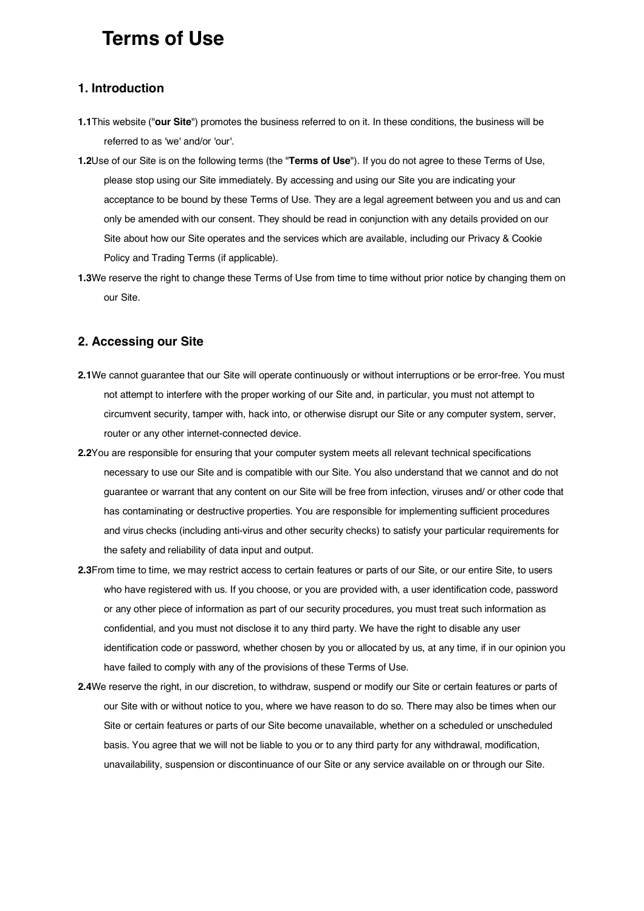# Terms of Use

## 1. Introduction

**1.1** This website ("**our Site**") promotes the business referred to on it. In these conditions, the business will be referred to as 'we' and/or 'our'.

**1.2** Use of our Site is on the following terms (the "**Terms of Use**"). If you do not agree to these Terms of Use, please stop using our Site immediately. By accessing and using our Site you are indicating your acceptance to be bound by these Terms of Use. They are a legal agreement between you and us and can only be amended with our consent. They should be read in conjunction with any details provided on our Site about how our Site operates and the services which are available, including our Privacy & Cookie Policy and Trading Terms (if applicable).

**1.3** We reserve the right to change these Terms of Use from time to time without prior notice by changing them on our Site.

## 2. Accessing our Site

**2.1** We cannot guarantee that our Site will operate continuously or without interruptions or be error-free. You must not attempt to interfere with the proper working of our Site and, in particular, you must not attempt to circumvent security, tamper with, hack into, or otherwise disrupt our Site or any computer system, server, router or any other internet-connected device.

**2.2** You are responsible for ensuring that your computer system meets all relevant technical specifications necessary to use our Site and is compatible with our Site. You also understand that we cannot and do not guarantee or warrant that any content on our Site will be free from infection, viruses and/ or other code that has contaminating or destructive properties. You are responsible for implementing sufficient procedures and virus checks (including anti-virus and other security checks) to satisfy your particular requirements for the safety and reliability of data input and output.

**2.3** From time to time, we may restrict access to certain features or parts of our Site, or our entire Site, to users who have registered with us. If you choose, or you are provided with, a user identification code, password or any other piece of information as part of our security procedures, you must treat such information as confidential, and you must not disclose it to any third party. We have the right to disable any user identification code or password, whether chosen by you or allocated by us, at any time, if in our opinion you have failed to comply with any of the provisions of these Terms of Use.

**2.4** We reserve the right, in our discretion, to withdraw, suspend or modify our Site or certain features or parts of our Site with or without notice to you, where we have reason to do so. There may also be times when our Site or certain features or parts of our Site become unavailable, whether on a scheduled or unscheduled basis. You agree that we will not be liable to you or to any third party for any withdrawal, modification, unavailability, suspension or discontinuance of our Site or any service available on or through our Site.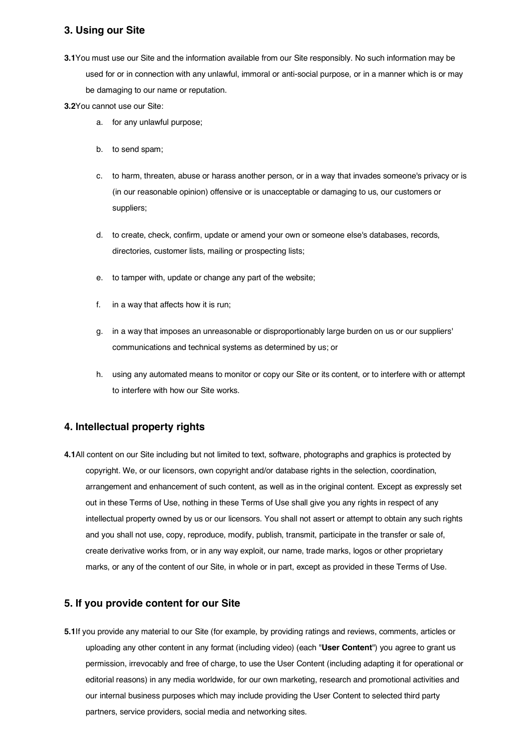## 3. Using our Site

**3.1** You must use our Site and the information available from our Site responsibly. No such information may be used for or in connection with any unlawful, immoral or anti-social purpose, or in a manner which is or may be damaging to our name or reputation.

**3.2** You cannot use our Site:

a. for any unlawful purpose;

b. to send spam;

c. to harm, threaten, abuse or harass another person, or in a way that invades someone's privacy or is (in our reasonable opinion) offensive or is unacceptable or damaging to us, our customers or suppliers;

d. to create, check, confirm, update or amend your own or someone else's databases, records, directories, customer lists, mailing or prospecting lists;

e. to tamper with, update or change any part of the website;

f. in a way that affects how it is run;

g. in a way that imposes an unreasonable or disproportionably large burden on us or our suppliers' communications and technical systems as determined by us; or

h. using any automated means to monitor or copy our Site or its content, or to interfere with or attempt to interfere with how our Site works.

## 4. Intellectual property rights

**4.1** All content on our Site including but not limited to text, software, photographs and graphics is protected by copyright. We, or our licensors, own copyright and/or database rights in the selection, coordination, arrangement and enhancement of such content, as well as in the original content. Except as expressly set out in these Terms of Use, nothing in these Terms of Use shall give you any rights in respect of any intellectual property owned by us or our licensors. You shall not assert or attempt to obtain any such rights and you shall not use, copy, reproduce, modify, publish, transmit, participate in the transfer or sale of, create derivative works from, or in any way exploit, our name, trade marks, logos or other proprietary marks, or any of the content of our Site, in whole or in part, except as provided in these Terms of Use.

## 5. If you provide content for our Site

**5.1** If you provide any material to our Site (for example, by providing ratings and reviews, comments, articles or uploading any other content in any format (including video) (each "**User Content**") you agree to grant us permission, irrevocably and free of charge, to use the User Content (including adapting it for operational or editorial reasons) in any media worldwide, for our own marketing, research and promotional activities and our internal business purposes which may include providing the User Content to selected third party partners, service providers, social media and networking sites.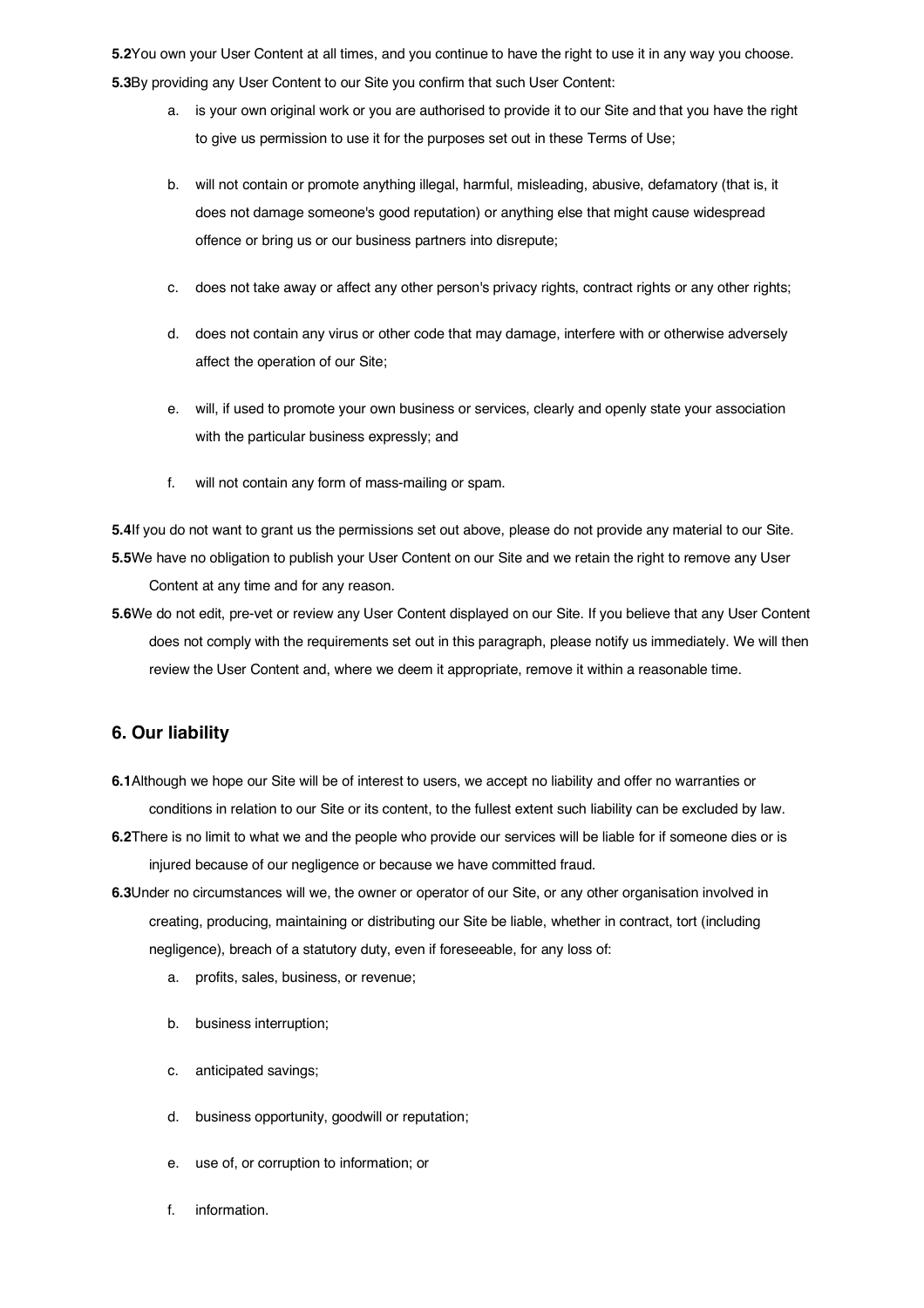**5.2** You own your User Content at all times, and you continue to have the right to use it in any way you choose.

**5.3** By providing any User Content to our Site you confirm that such User Content:

a. is your own original work or you are authorised to provide it to our Site and that you have the right to give us permission to use it for the purposes set out in these Terms of Use;

b. will not contain or promote anything illegal, harmful, misleading, abusive, defamatory (that is, it does not damage someone's good reputation) or anything else that might cause widespread offence or bring us or our business partners into disrepute;

c. does not take away or affect any other person's privacy rights, contract rights or any other rights;

d. does not contain any virus or other code that may damage, interfere with or otherwise adversely affect the operation of our Site;

e. will, if used to promote your own business or services, clearly and openly state your association with the particular business expressly; and

f. will not contain any form of mass-mailing or spam.

**5.4** If you do not want to grant us the permissions set out above, please do not provide any material to our Site.

**5.5** We have no obligation to publish your User Content on our Site and we retain the right to remove any User Content at any time and for any reason.

**5.6** We do not edit, pre-vet or review any User Content displayed on our Site. If you believe that any User Content does not comply with the requirements set out in this paragraph, please notify us immediately. We will then review the User Content and, where we deem it appropriate, remove it within a reasonable time.

## 6. Our liability

**6.1** Although we hope our Site will be of interest to users, we accept no liability and offer no warranties or conditions in relation to our Site or its content, to the fullest extent such liability can be excluded by law.

**6.2** There is no limit to what we and the people who provide our services will be liable for if someone dies or is injured because of our negligence or because we have committed fraud.

**6.3** Under no circumstances will we, the owner or operator of our Site, or any other organisation involved in creating, producing, maintaining or distributing our Site be liable, whether in contract, tort (including negligence), breach of a statutory duty, even if foreseeable, for any loss of:

a. profits, sales, business, or revenue;

b. business interruption;

c. anticipated savings;

d. business opportunity, goodwill or reputation;

e. use of, or corruption to information; or

f. information.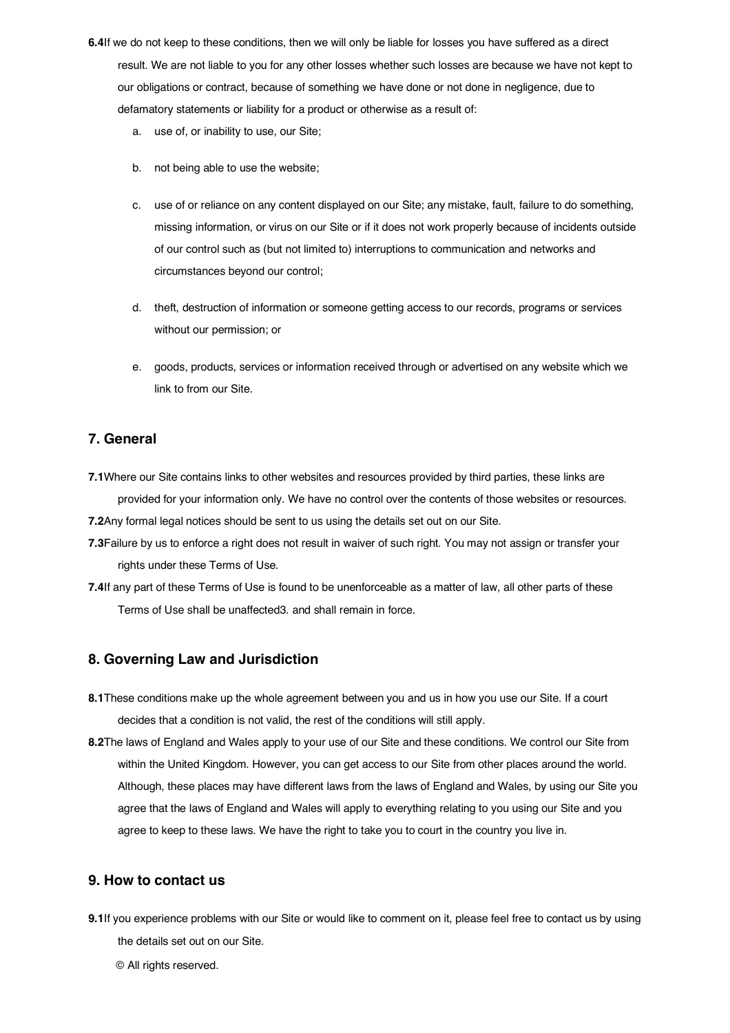**6.4** If we do not keep to these conditions, then we will only be liable for losses you have suffered as a direct result. We are not liable to you for any other losses whether such losses are because we have not kept to our obligations or contract, because of something we have done or not done in negligence, due to defamatory statements or liability for a product or otherwise as a result of:

a. use of, or inability to use, our Site;

b. not being able to use the website;

c. use of or reliance on any content displayed on our Site; any mistake, fault, failure to do something, missing information, or virus on our Site or if it does not work properly because of incidents outside of our control such as (but not limited to) interruptions to communication and networks and circumstances beyond our control;

d. theft, destruction of information or someone getting access to our records, programs or services without our permission; or

e. goods, products, services or information received through or advertised on any website which we link to from our Site.

## 7. General

**7.1** Where our Site contains links to other websites and resources provided by third parties, these links are provided for your information only. We have no control over the contents of those websites or resources.

**7.2** Any formal legal notices should be sent to us using the details set out on our Site.

**7.3** Failure by us to enforce a right does not result in waiver of such right. You may not assign or transfer your rights under these Terms of Use.

**7.4** If any part of these Terms of Use is found to be unenforceable as a matter of law, all other parts of these Terms of Use shall be unaffected3. and shall remain in force.

## 8. Governing Law and Jurisdiction

**8.1** These conditions make up the whole agreement between you and us in how you use our Site. If a court decides that a condition is not valid, the rest of the conditions will still apply.

**8.2** The laws of England and Wales apply to your use of our Site and these conditions. We control our Site from within the United Kingdom. However, you can get access to our Site from other places around the world. Although, these places may have different laws from the laws of England and Wales, by using our Site you agree that the laws of England and Wales will apply to everything relating to you using our Site and you agree to keep to these laws. We have the right to take you to court in the country you live in.

## 9. How to contact us

**9.1** If you experience problems with our Site or would like to comment on it, please feel free to contact us by using the details set out on our Site.

© All rights reserved.